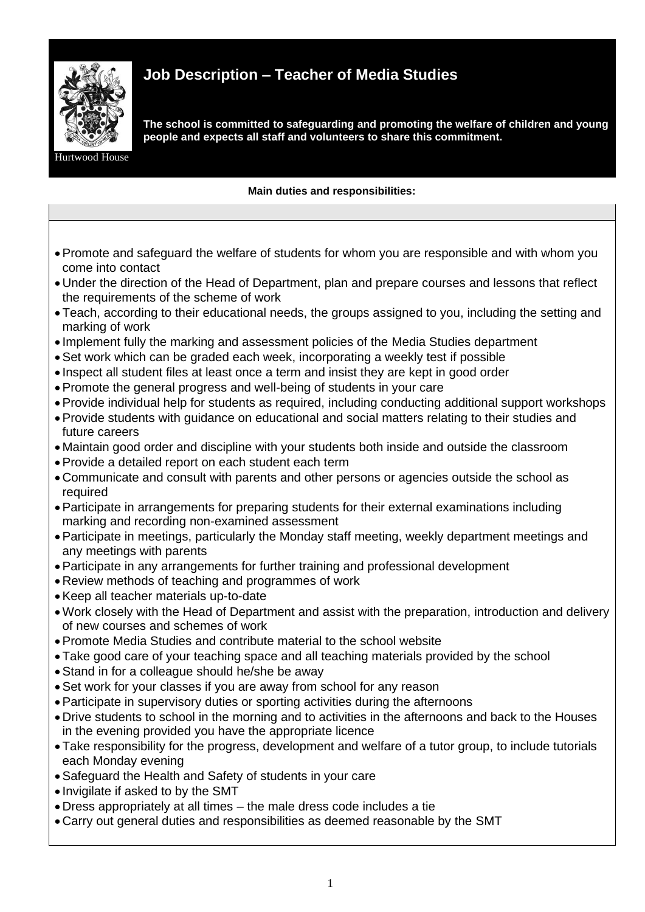Hurtwood House

# Job Description – Teacher of Media Studies

**The school is committed to safeguarding and promoting the welfare of children and young people and expects all staff and volunteers to share this commitment.**

**Main duties and responsibilities:**

- Promote and safeguard the welfare of students for whom you are responsible and with whom you come into contact
- Under the direction of the Head of Department, plan and prepare courses and lessons that reflect the requirements of the scheme of work
- Teach, according to their educational needs, the groups assigned to you, including the setting and marking of work
- Implement fully the marking and assessment policies of the Media Studies department
- Set work which can be graded each week, incorporating a weekly test if possible
- Inspect all student files at least once a term and insist they are kept in good order
- Promote the general progress and well-being of students in your care
- Provide individual help for students as required, including conducting additional support workshops
- Provide students with guidance on educational and social matters relating to their studies and future careers
- Maintain good order and discipline with your students both inside and outside the classroom
- Provide a detailed report on each student each term
- Communicate and consult with parents and other persons or agencies outside the school as required
- Participate in arrangements for preparing students for their external examinations including marking and recording non-examined assessment
- Participate in meetings, particularly the Monday staff meeting, weekly department meetings and any meetings with parents
- Participate in any arrangements for further training and professional development
- Review methods of teaching and programmes of work
- Keep all teacher materials up-to-date
- Work closely with the Head of Department and assist with the preparation, introduction and delivery of new courses and schemes of work
- Promote Media Studies and contribute material to the school website
- Take good care of your teaching space and all teaching materials provided by the school
- Stand in for a colleague should he/she be away
- Set work for your classes if you are away from school for any reason
- Participate in supervisory duties or sporting activities during the afternoons
- Drive students to school in the morning and to activities in the afternoons and back to the Houses in the evening provided you have the appropriate licence
- Take responsibility for the progress, development and welfare of a tutor group, to include tutorials each Monday evening
- Safeguard the Health and Safety of students in your care
- Invigilate if asked to by the SMT
- Dress appropriately at all times – the male dress code includes a tie
- Carry out general duties and responsibilities as deemed reasonable by the SMT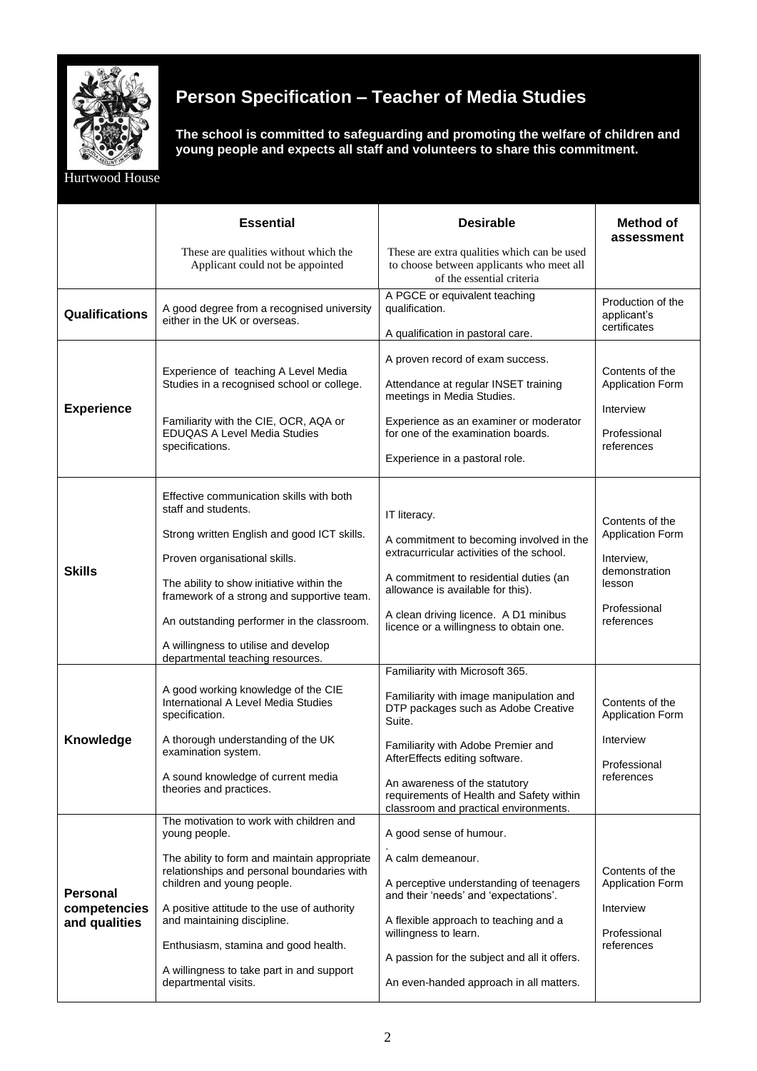Hurtwood House

# Person Specification – Teacher of Media Studies

**The school is committed to safeguarding and promoting the welfare of children and young people and expects all staff and volunteers to share this commitment.**

| | **Essential**<br><br>These are qualities without which the Applicant could not be appointed | **Desirable**<br><br>These are extra qualities which can be used to choose between applicants who meet all of the essential criteria | **Method of assessment** |
|---|---|---|---|
| **Qualifications** | A good degree from a recognised university either in the UK or overseas. | A PGCE or equivalent teaching qualification.<br><br>A qualification in pastoral care. | Production of the applicant's certificates |
| **Experience** | Experience of teaching A Level Media Studies in a recognised school or college.<br><br>Familiarity with the CIE, OCR, AQA or EDUQAS A Level Media Studies specifications. | A proven record of exam success.<br><br>Attendance at regular INSET training meetings in Media Studies.<br><br>Experience as an examiner or moderator for one of the examination boards.<br><br>Experience in a pastoral role. | Contents of the Application Form<br><br>Interview<br><br>Professional references |
| **Skills** | Effective communication skills with both staff and students.<br><br>Strong written English and good ICT skills.<br><br>Proven organisational skills.<br><br>The ability to show initiative within the framework of a strong and supportive team.<br><br>An outstanding performer in the classroom.<br><br>A willingness to utilise and develop departmental teaching resources. | IT literacy.<br><br>A commitment to becoming involved in the extracurricular activities of the school.<br><br>A commitment to residential duties (an allowance is available for this).<br><br>A clean driving licence. A D1 minibus licence or a willingness to obtain one. | Contents of the Application Form<br><br>Interview, demonstration lesson<br><br>Professional references |
| **Knowledge** | A good working knowledge of the CIE International A Level Media Studies specification.<br><br>A thorough understanding of the UK examination system.<br><br>A sound knowledge of current media theories and practices. | Familiarity with Microsoft 365.<br><br>Familiarity with image manipulation and DTP packages such as Adobe Creative Suite.<br><br>Familiarity with Adobe Premier and AfterEffects editing software.<br><br>An awareness of the statutory requirements of Health and Safety within classroom and practical environments. | Contents of the Application Form<br><br>Interview<br><br>Professional references |
| **Personal competencies and qualities** | The motivation to work with children and young people.<br><br>The ability to form and maintain appropriate relationships and personal boundaries with children and young people.<br><br>A positive attitude to the use of authority and maintaining discipline.<br><br>Enthusiasm, stamina and good health.<br><br>A willingness to take part in and support departmental visits. | A good sense of humour.<br><br>A calm demeanour.<br><br>A perceptive understanding of teenagers and their 'needs' and 'expectations'.<br><br>A flexible approach to teaching and a willingness to learn.<br><br>A passion for the subject and all it offers.<br><br>An even-handed approach in all matters. | Contents of the Application Form<br><br>Interview<br><br>Professional references |